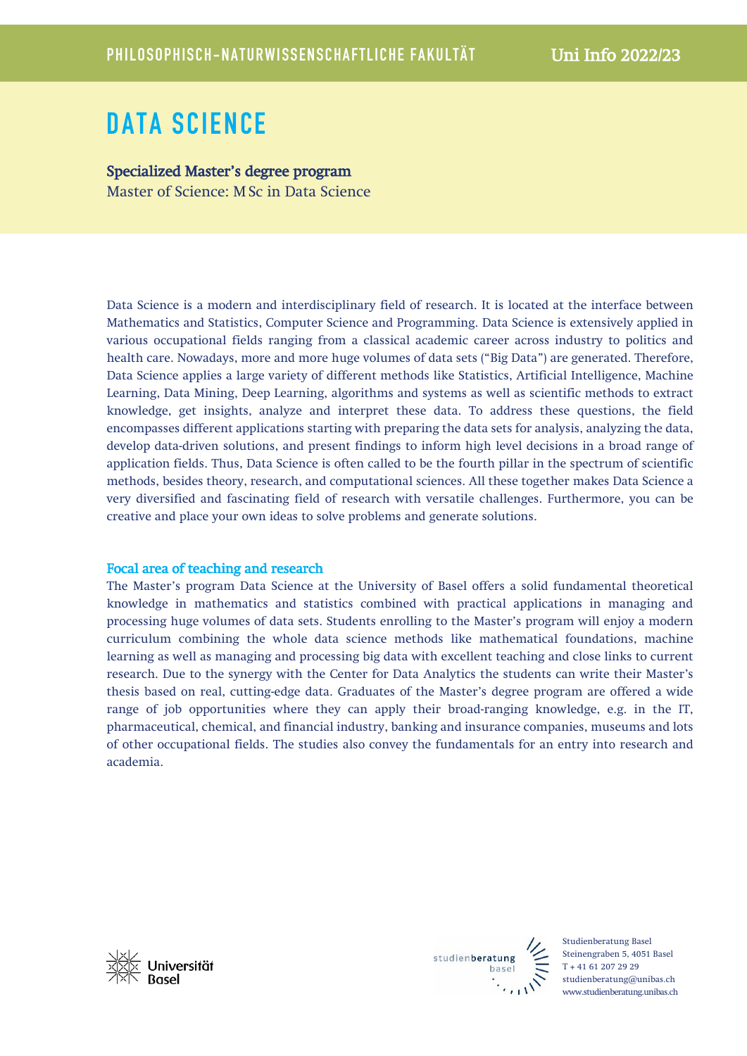PHILOSOPHISCH-NATURWISSENSCHAFTLICHE FAKULTÄT

Uni Info 2022/23

# DATA SCIENCE

**Specialized Master's degree program**

Master of Science: M Sc in Data Science

Data Science is a modern and interdisciplinary field of research. It is located at the interface between Mathematics and Statistics, Computer Science and Programming. Data Science is extensively applied in various occupational fields ranging from a classical academic career across industry to politics and health care. Nowadays, more and more huge volumes of data sets ("Big Data") are generated. Therefore, Data Science applies a large variety of different methods like Statistics, Artificial Intelligence, Machine Learning, Data Mining, Deep Learning, algorithms and systems as well as scientific methods to extract knowledge, get insights, analyze and interpret these data. To address these questions, the field encompasses different applications starting with preparing the data sets for analysis, analyzing the data, develop data-driven solutions, and present findings to inform high level decisions in a broad range of application fields. Thus, Data Science is often called to be the fourth pillar in the spectrum of scientific methods, besides theory, research, and computational sciences. All these together makes Data Science a very diversified and fascinating field of research with versatile challenges. Furthermore, you can be creative and place your own ideas to solve problems and generate solutions.

## Focal area of teaching and research

The Master's program Data Science at the University of Basel offers a solid fundamental theoretical knowledge in mathematics and statistics combined with practical applications in managing and processing huge volumes of data sets. Students enrolling to the Master's program will enjoy a modern curriculum combining the whole data science methods like mathematical foundations, machine learning as well as managing and processing big data with excellent teaching and close links to current research. Due to the synergy with the Center for Data Analytics the students can write their Master's thesis based on real, cutting-edge data. Graduates of the Master's degree program are offered a wide range of job opportunities where they can apply their broad-ranging knowledge, e.g. in the IT, pharmaceutical, chemical, and financial industry, banking and insurance companies, museums and lots of other occupational fields. The studies also convey the fundamentals for an entry into research and academia.

Universität Basel

studienberatung basel

Studienberatung Basel
Steinengraben 5, 4051 Basel
T + 41 61 207 29 29
studienberatung@unibas.ch
www.studienberatung.unibas.ch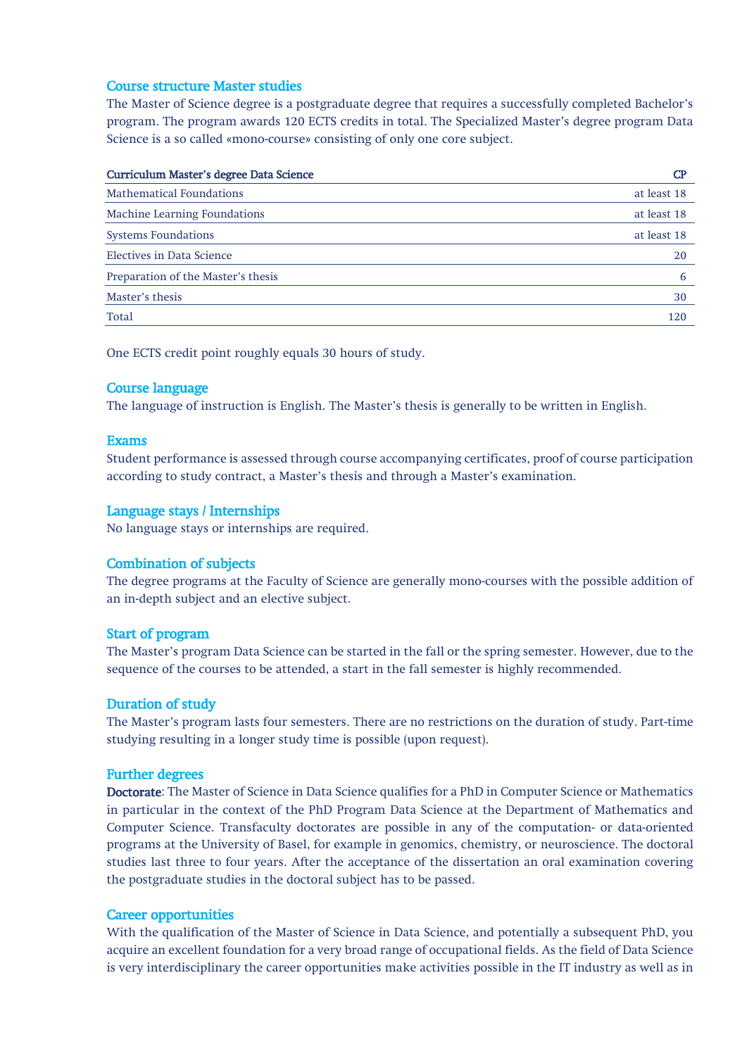## Course structure Master studies

The Master of Science degree is a postgraduate degree that requires a successfully completed Bachelor's program. The program awards 120 ECTS credits in total. The Specialized Master's degree program Data Science is a so called «mono-course» consisting of only one core subject.

| Curriculum Master's degree Data Science | CP |
|---|---|
| Mathematical Foundations | at least 18 |
| Machine Learning Foundations | at least 18 |
| Systems Foundations | at least 18 |
| Electives in Data Science | 20 |
| Preparation of the Master's thesis | 6 |
| Master's thesis | 30 |
| Total | 120 |

One ECTS credit point roughly equals 30 hours of study.

## Course language

The language of instruction is English. The Master's thesis is generally to be written in English.

## Exams

Student performance is assessed through course accompanying certificates, proof of course participation according to study contract, a Master's thesis and through a Master's examination.

## Language stays / Internships

No language stays or internships are required.

## Combination of subjects

The degree programs at the Faculty of Science are generally mono-courses with the possible addition of an in-depth subject and an elective subject.

## Start of program

The Master's program Data Science can be started in the fall or the spring semester. However, due to the sequence of the courses to be attended, a start in the fall semester is highly recommended.

## Duration of study

The Master's program lasts four semesters. There are no restrictions on the duration of study. Part-time studying resulting in a longer study time is possible (upon request).

## Further degrees

**Doctorate**: The Master of Science in Data Science qualifies for a PhD in Computer Science or Mathematics in particular in the context of the PhD Program Data Science at the Department of Mathematics and Computer Science. Transfaculty doctorates are possible in any of the computation- or data-oriented programs at the University of Basel, for example in genomics, chemistry, or neuroscience. The doctoral studies last three to four years. After the acceptance of the dissertation an oral examination covering the postgraduate studies in the doctoral subject has to be passed.

## Career opportunities

With the qualification of the Master of Science in Data Science, and potentially a subsequent PhD, you acquire an excellent foundation for a very broad range of occupational fields. As the field of Data Science is very interdisciplinary the career opportunities make activities possible in the IT industry as well as in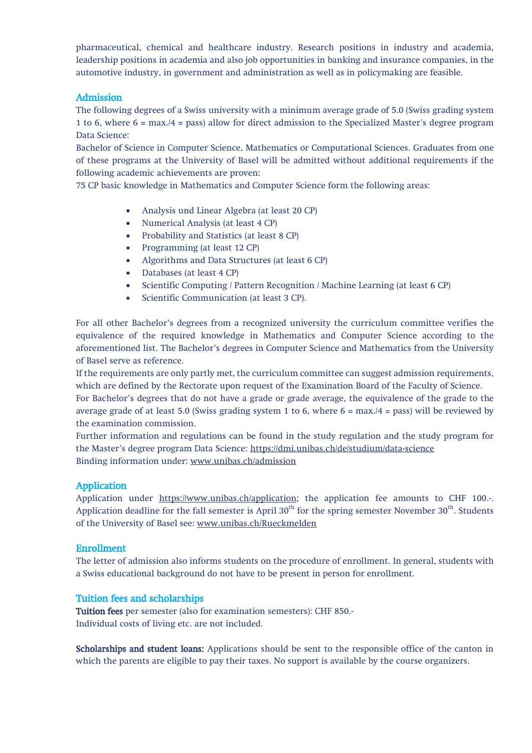pharmaceutical, chemical and healthcare industry. Research positions in industry and academia, leadership positions in academia and also job opportunities in banking and insurance companies, in the automotive industry, in government and administration as well as in policymaking are feasible.

## Admission

The following degrees of a Swiss university with a minimum average grade of 5.0 (Swiss grading system 1 to 6, where 6 = max./4 = pass) allow for direct admission to the Specialized Master's degree program Data Science:

Bachelor of Science in Computer Science, Mathematics or Computational Sciences. Graduates from one of these programs at the University of Basel will be admitted without additional requirements if the following academic achievements are proven:

75 CP basic knowledge in Mathematics and Computer Science form the following areas:

- Analysis und Linear Algebra (at least 20 CP)
- Numerical Analysis (at least 4 CP)
- Probability and Statistics (at least 8 CP)
- Programming (at least 12 CP)
- Algorithms and Data Structures (at least 6 CP)
- Databases (at least 4 CP)
- Scientific Computing / Pattern Recognition / Machine Learning (at least 6 CP)
- Scientific Communication (at least 3 CP).

For all other Bachelor's degrees from a recognized university the curriculum committee verifies the equivalence of the required knowledge in Mathematics and Computer Science according to the aforementioned list. The Bachelor's degrees in Computer Science and Mathematics from the University of Basel serve as reference.

If the requirements are only partly met, the curriculum committee can suggest admission requirements, which are defined by the Rectorate upon request of the Examination Board of the Faculty of Science.

For Bachelor's degrees that do not have a grade or grade average, the equivalence of the grade to the average grade of at least 5.0 (Swiss grading system 1 to 6, where 6 = max./4 = pass) will be reviewed by the examination commission.

Further information and regulations can be found in the study regulation and the study program for the Master's degree program Data Science: https://dmi.unibas.ch/de/studium/data-science

Binding information under: www.unibas.ch/admission

## Application

Application under https://www.unibas.ch/application; the application fee amounts to CHF 100.-. Application deadline for the fall semester is April 30th for the spring semester November 30th. Students of the University of Basel see: www.unibas.ch/Rueckmelden

## Enrollment

The letter of admission also informs students on the procedure of enrollment. In general, students with a Swiss educational background do not have to be present in person for enrollment.

## Tuition fees and scholarships

**Tuition fees** per semester (also for examination semesters): CHF 850.-
Individual costs of living etc. are not included.

**Scholarships and student loans:** Applications should be sent to the responsible office of the canton in which the parents are eligible to pay their taxes. No support is available by the course organizers.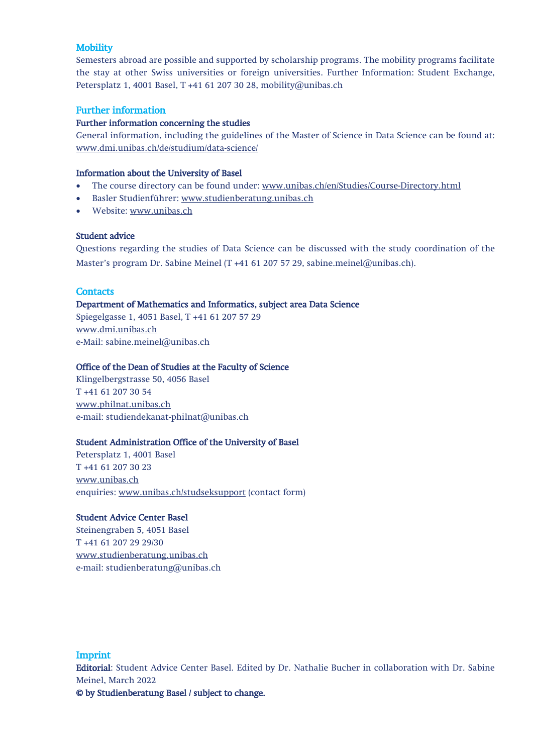## Mobility

Semesters abroad are possible and supported by scholarship programs. The mobility programs facilitate the stay at other Swiss universities or foreign universities. Further Information: Student Exchange, Petersplatz 1, 4001 Basel, T +41 61 207 30 28, mobility@unibas.ch

## Further information

### Further information concerning the studies

General information, including the guidelines of the Master of Science in Data Science can be found at: www.dmi.unibas.ch/de/studium/data-science/

### Information about the University of Basel

- The course directory can be found under: www.unibas.ch/en/Studies/Course-Directory.html
- Basler Studienführer: www.studienberatung.unibas.ch
- Website: www.unibas.ch

### Student advice

Questions regarding the studies of Data Science can be discussed with the study coordination of the Master's program Dr. Sabine Meinel (T +41 61 207 57 29, sabine.meinel@unibas.ch).

## Contacts

**Department of Mathematics and Informatics, subject area Data Science**
Spiegelgasse 1, 4051 Basel, T +41 61 207 57 29
www.dmi.unibas.ch
e-Mail: sabine.meinel@unibas.ch

**Office of the Dean of Studies at the Faculty of Science**
Klingelbergstrasse 50, 4056 Basel
T +41 61 207 30 54
www.philnat.unibas.ch
e-mail: studiendekanat-philnat@unibas.ch

**Student Administration Office of the University of Basel**
Petersplatz 1, 4001 Basel
T +41 61 207 30 23
www.unibas.ch
enquiries: www.unibas.ch/studseksupport (contact form)

**Student Advice Center Basel**
Steinengraben 5, 4051 Basel
T +41 61 207 29 29/30
www.studienberatung.unibas.ch
e-mail: studienberatung@unibas.ch

## Imprint

**Editorial**: Student Advice Center Basel. Edited by Dr. Nathalie Bucher in collaboration with Dr. Sabine Meinel, March 2022

**© by Studienberatung Basel / subject to change.**